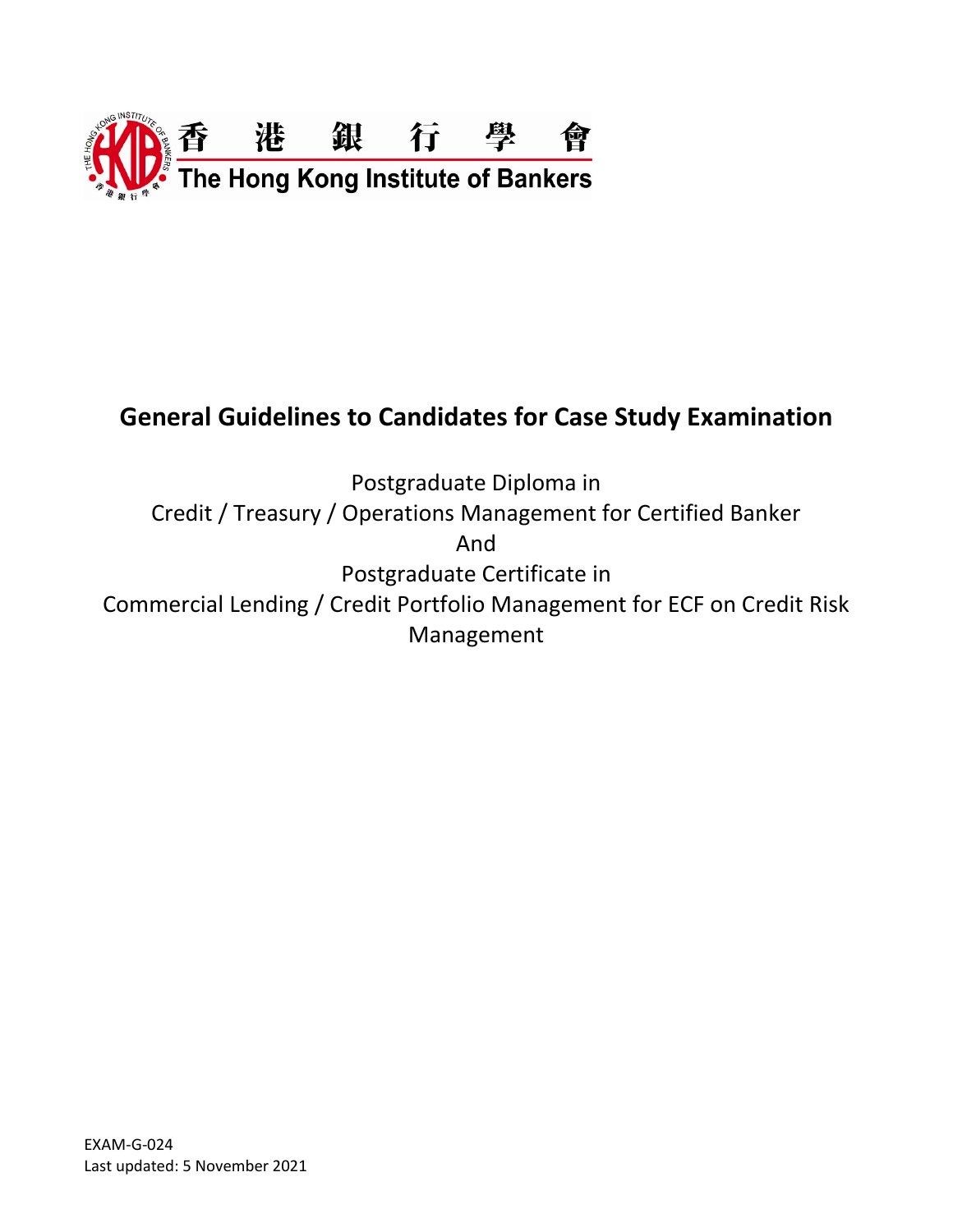香港銀行學會
The Hong Kong Institute of Bankers

# General Guidelines to Candidates for Case Study Examination

Postgraduate Diploma in
Credit / Treasury / Operations Management for Certified Banker
And
Postgraduate Certificate in
Commercial Lending / Credit Portfolio Management for ECF on Credit Risk Management

EXAM-G-024
Last updated: 5 November 2021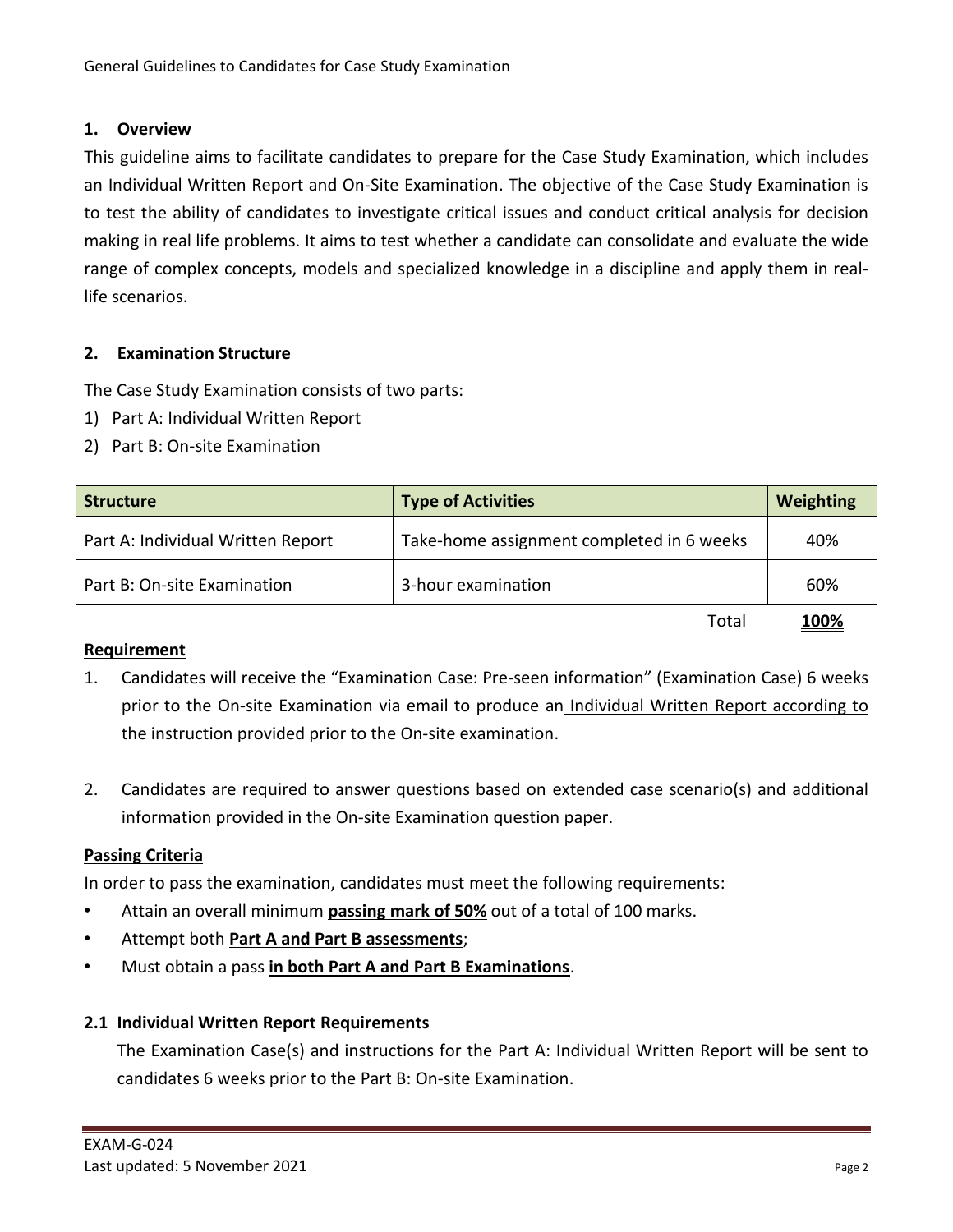## 1. Overview

This guideline aims to facilitate candidates to prepare for the Case Study Examination, which includes an Individual Written Report and On-Site Examination. The objective of the Case Study Examination is to test the ability of candidates to investigate critical issues and conduct critical analysis for decision making in real life problems. It aims to test whether a candidate can consolidate and evaluate the wide range of complex concepts, models and specialized knowledge in a discipline and apply them in real-life scenarios.

## 2. Examination Structure

The Case Study Examination consists of two parts:

1) Part A: Individual Written Report
2) Part B: On-site Examination

| Structure | Type of Activities | Weighting |
|---|---|---|
| Part A: Individual Written Report | Take-home assignment completed in 6 weeks | 40% |
| Part B: On-site Examination | 3-hour examination | 60% |
| | Total | **100%** |

**Requirement**

1. Candidates will receive the "Examination Case: Pre-seen information" (Examination Case) 6 weeks prior to the On-site Examination via email to produce an Individual Written Report according to the instruction provided prior to the On-site examination.

2. Candidates are required to answer questions based on extended case scenario(s) and additional information provided in the On-site Examination question paper.

**Passing Criteria**

In order to pass the examination, candidates must meet the following requirements:

- Attain an overall minimum **passing mark of 50%** out of a total of 100 marks.
- Attempt both **Part A and Part B assessments**;
- Must obtain a pass **in both Part A and Part B Examinations**.

### 2.1 Individual Written Report Requirements

The Examination Case(s) and instructions for the Part A: Individual Written Report will be sent to candidates 6 weeks prior to the Part B: On-site Examination.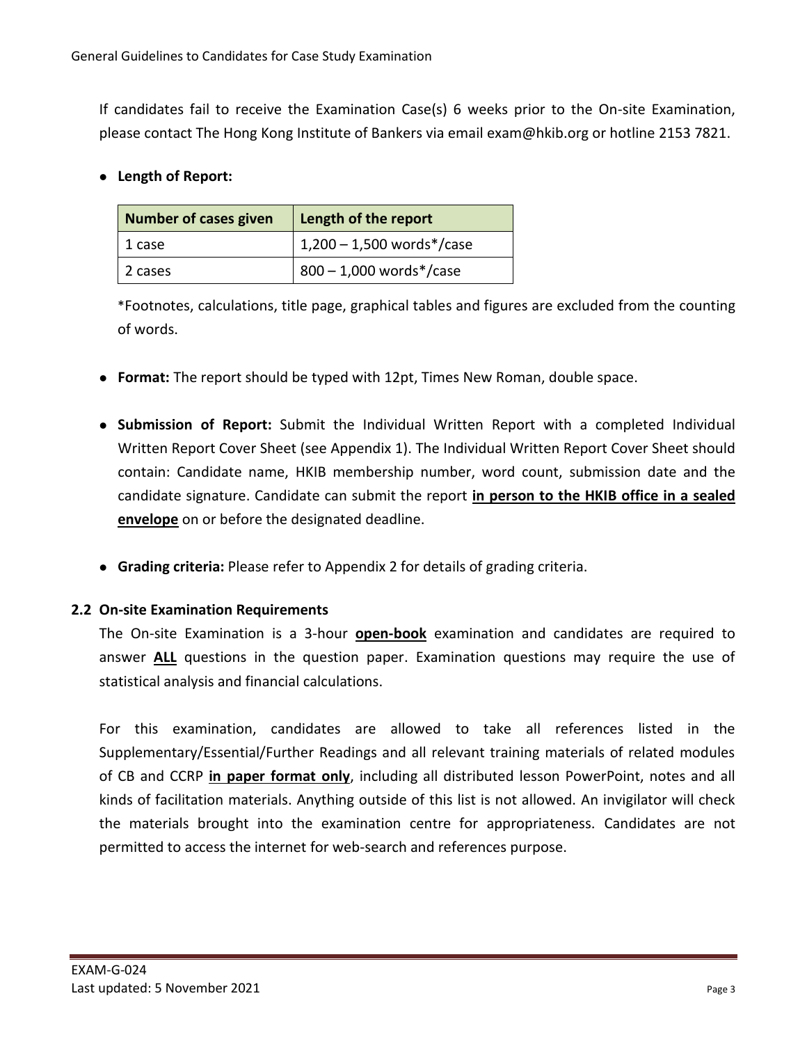If candidates fail to receive the Examination Case(s) 6 weeks prior to the On-site Examination, please contact The Hong Kong Institute of Bankers via email exam@hkib.org or hotline 2153 7821.

- **Length of Report:**

| Number of cases given | Length of the report |
|---|---|
| 1 case | 1,200 – 1,500 words*/case |
| 2 cases | 800 – 1,000 words*/case |

*Footnotes, calculations, title page, graphical tables and figures are excluded from the counting of words.

- **Format:** The report should be typed with 12pt, Times New Roman, double space.

- **Submission of Report:** Submit the Individual Written Report with a completed Individual Written Report Cover Sheet (see Appendix 1). The Individual Written Report Cover Sheet should contain: Candidate name, HKIB membership number, word count, submission date and the candidate signature. Candidate can submit the report **in person to the HKIB office in a sealed envelope** on or before the designated deadline.

- **Grading criteria:** Please refer to Appendix 2 for details of grading criteria.

### 2.2 On-site Examination Requirements

The On-site Examination is a 3-hour **open-book** examination and candidates are required to answer **ALL** questions in the question paper. Examination questions may require the use of statistical analysis and financial calculations.

For this examination, candidates are allowed to take all references listed in the Supplementary/Essential/Further Readings and all relevant training materials of related modules of CB and CCRP **in paper format only**, including all distributed lesson PowerPoint, notes and all kinds of facilitation materials. Anything outside of this list is not allowed. An invigilator will check the materials brought into the examination centre for appropriateness. Candidates are not permitted to access the internet for web-search and references purpose.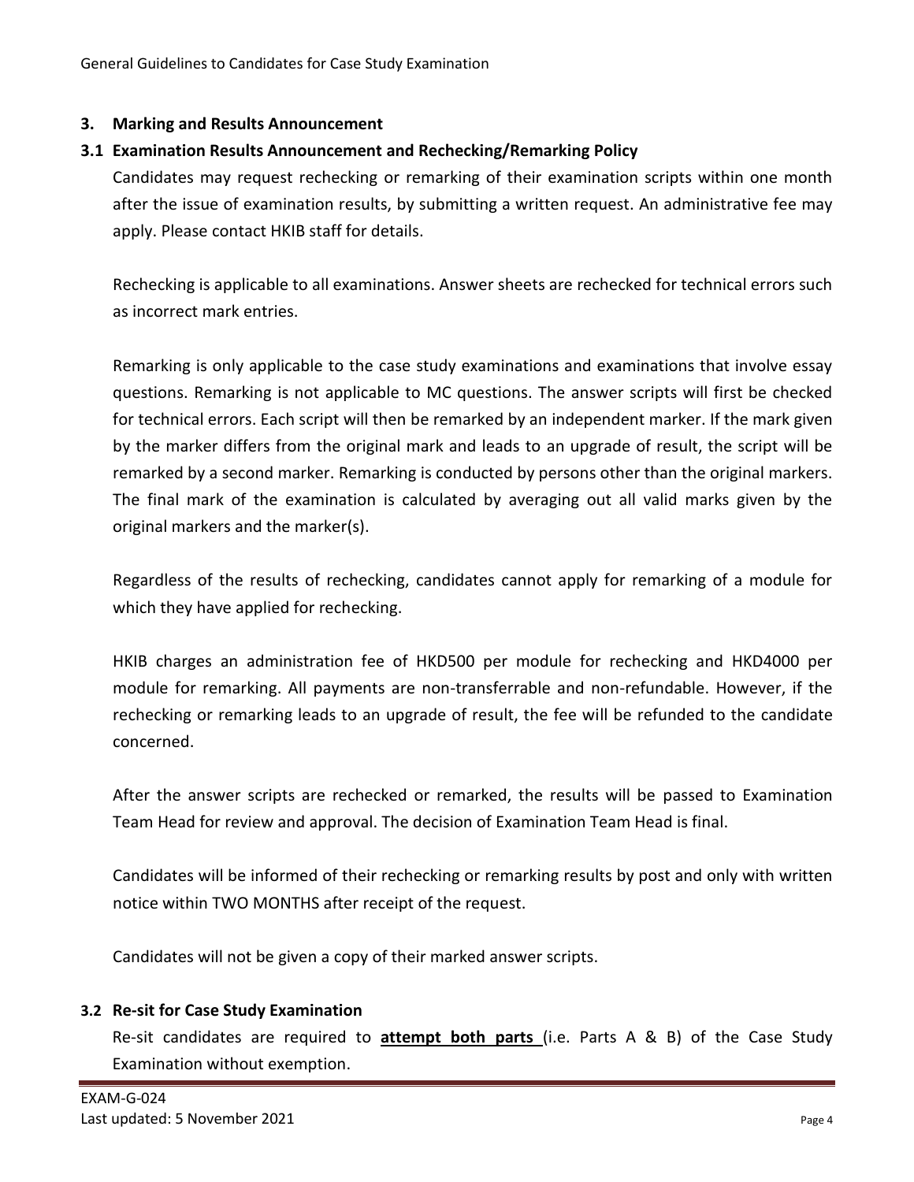## 3. Marking and Results Announcement

### 3.1 Examination Results Announcement and Rechecking/Remarking Policy

Candidates may request rechecking or remarking of their examination scripts within one month after the issue of examination results, by submitting a written request. An administrative fee may apply. Please contact HKIB staff for details.

Rechecking is applicable to all examinations. Answer sheets are rechecked for technical errors such as incorrect mark entries.

Remarking is only applicable to the case study examinations and examinations that involve essay questions. Remarking is not applicable to MC questions. The answer scripts will first be checked for technical errors. Each script will then be remarked by an independent marker. If the mark given by the marker differs from the original mark and leads to an upgrade of result, the script will be remarked by a second marker. Remarking is conducted by persons other than the original markers. The final mark of the examination is calculated by averaging out all valid marks given by the original markers and the marker(s).

Regardless of the results of rechecking, candidates cannot apply for remarking of a module for which they have applied for rechecking.

HKIB charges an administration fee of HKD500 per module for rechecking and HKD4000 per module for remarking. All payments are non-transferrable and non-refundable. However, if the rechecking or remarking leads to an upgrade of result, the fee will be refunded to the candidate concerned.

After the answer scripts are rechecked or remarked, the results will be passed to Examination Team Head for review and approval. The decision of Examination Team Head is final.

Candidates will be informed of their rechecking or remarking results by post and only with written notice within TWO MONTHS after receipt of the request.

Candidates will not be given a copy of their marked answer scripts.

### 3.2 Re-sit for Case Study Examination

Re-sit candidates are required to **attempt both parts** (i.e. Parts A & B) of the Case Study Examination without exemption.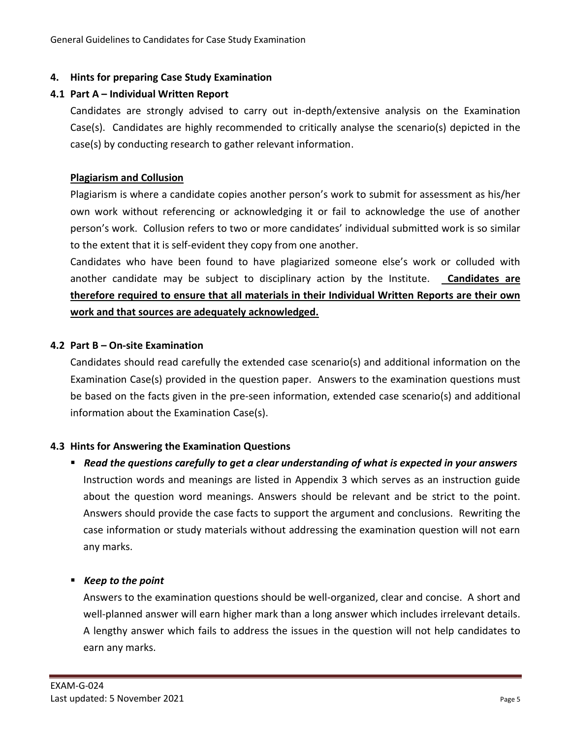## 4. Hints for preparing Case Study Examination

### 4.1 Part A – Individual Written Report

Candidates are strongly advised to carry out in-depth/extensive analysis on the Examination Case(s). Candidates are highly recommended to critically analyse the scenario(s) depicted in the case(s) by conducting research to gather relevant information.

**Plagiarism and Collusion**

Plagiarism is where a candidate copies another person's work to submit for assessment as his/her own work without referencing or acknowledging it or fail to acknowledge the use of another person's work. Collusion refers to two or more candidates' individual submitted work is so similar to the extent that it is self-evident they copy from one another.

Candidates who have been found to have plagiarized someone else's work or colluded with another candidate may be subject to disciplinary action by the Institute. **Candidates are therefore required to ensure that all materials in their Individual Written Reports are their own work and that sources are adequately acknowledged.**

### 4.2 Part B – On-site Examination

Candidates should read carefully the extended case scenario(s) and additional information on the Examination Case(s) provided in the question paper. Answers to the examination questions must be based on the facts given in the pre-seen information, extended case scenario(s) and additional information about the Examination Case(s).

### 4.3 Hints for Answering the Examination Questions

- ***Read the questions carefully to get a clear understanding of what is expected in your answers***
  Instruction words and meanings are listed in Appendix 3 which serves as an instruction guide about the question word meanings. Answers should be relevant and be strict to the point. Answers should provide the case facts to support the argument and conclusions. Rewriting the case information or study materials without addressing the examination question will not earn any marks.

- ***Keep to the point***
  Answers to the examination questions should be well-organized, clear and concise. A short and well-planned answer will earn higher mark than a long answer which includes irrelevant details. A lengthy answer which fails to address the issues in the question will not help candidates to earn any marks.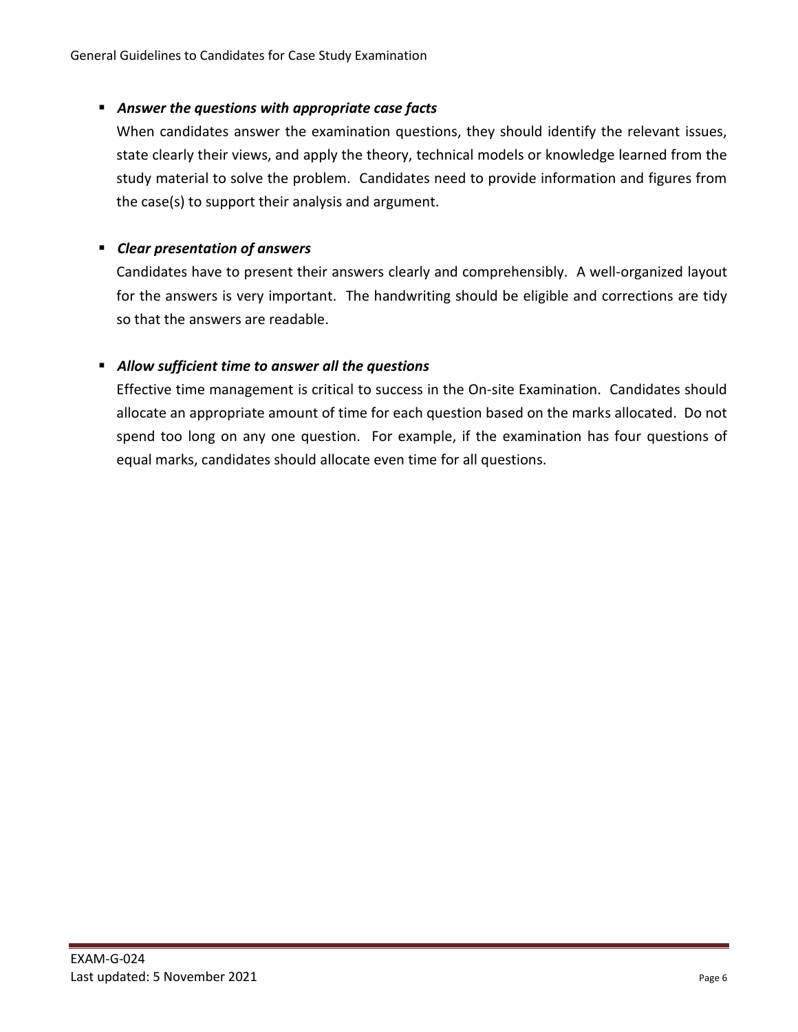- ***Answer the questions with appropriate case facts***

  When candidates answer the examination questions, they should identify the relevant issues, state clearly their views, and apply the theory, technical models or knowledge learned from the study material to solve the problem. Candidates need to provide information and figures from the case(s) to support their analysis and argument.

- ***Clear presentation of answers***

  Candidates have to present their answers clearly and comprehensibly. A well-organized layout for the answers is very important. The handwriting should be eligible and corrections are tidy so that the answers are readable.

- ***Allow sufficient time to answer all the questions***

  Effective time management is critical to success in the On-site Examination. Candidates should allocate an appropriate amount of time for each question based on the marks allocated. Do not spend too long on any one question. For example, if the examination has four questions of equal marks, candidates should allocate even time for all questions.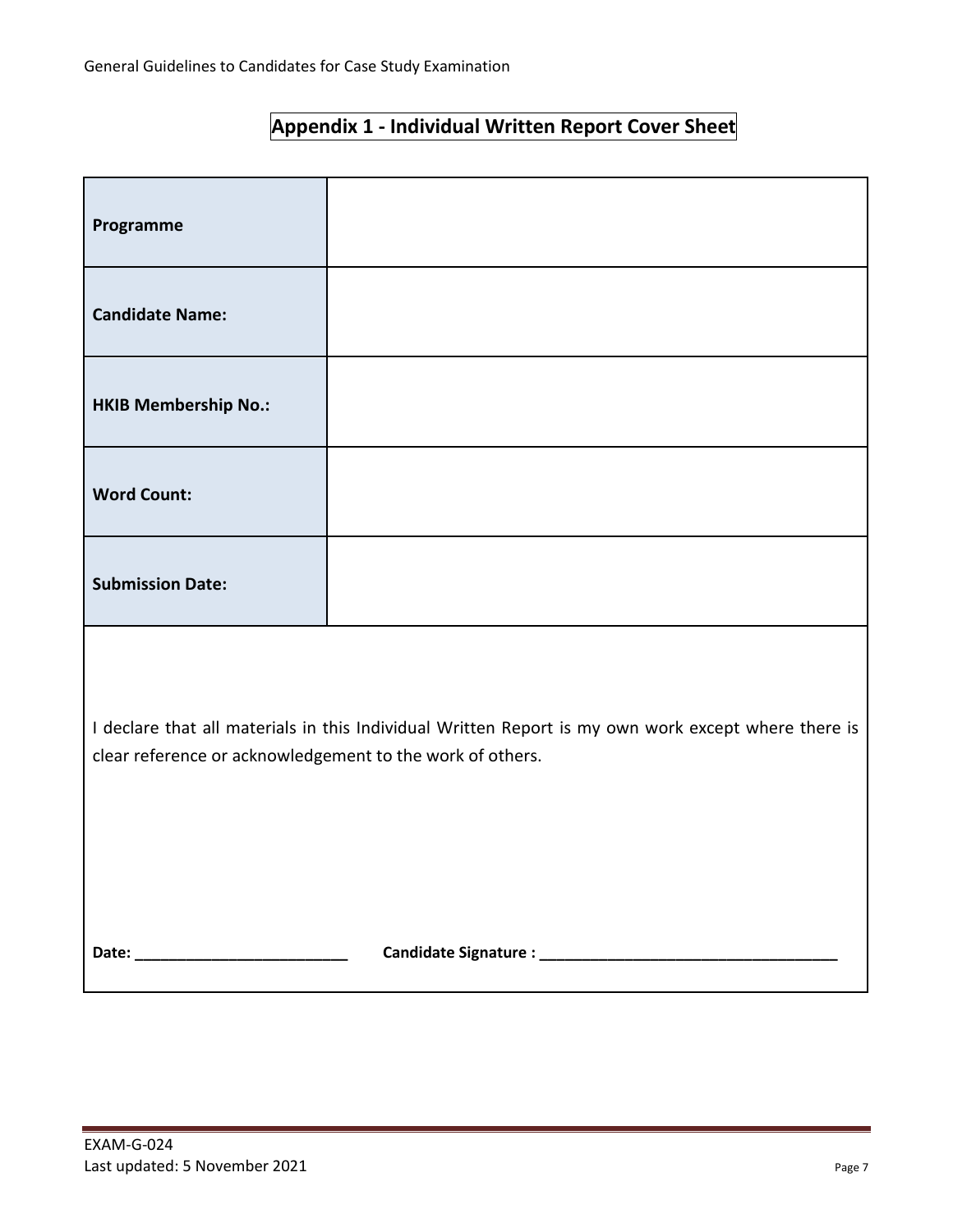## Appendix 1 - Individual Written Report Cover Sheet

| | |
|---|---|
| **Programme** | |
| **Candidate Name:** | |
| **HKIB Membership No.:** | |
| **Word Count:** | |
| **Submission Date:** | |

I declare that all materials in this Individual Written Report is my own work except where there is clear reference or acknowledgement to the work of others.

**Date: _________________________** **Candidate Signature : ___________________________________**

EXAM-G-024
Last updated: 5 November 2021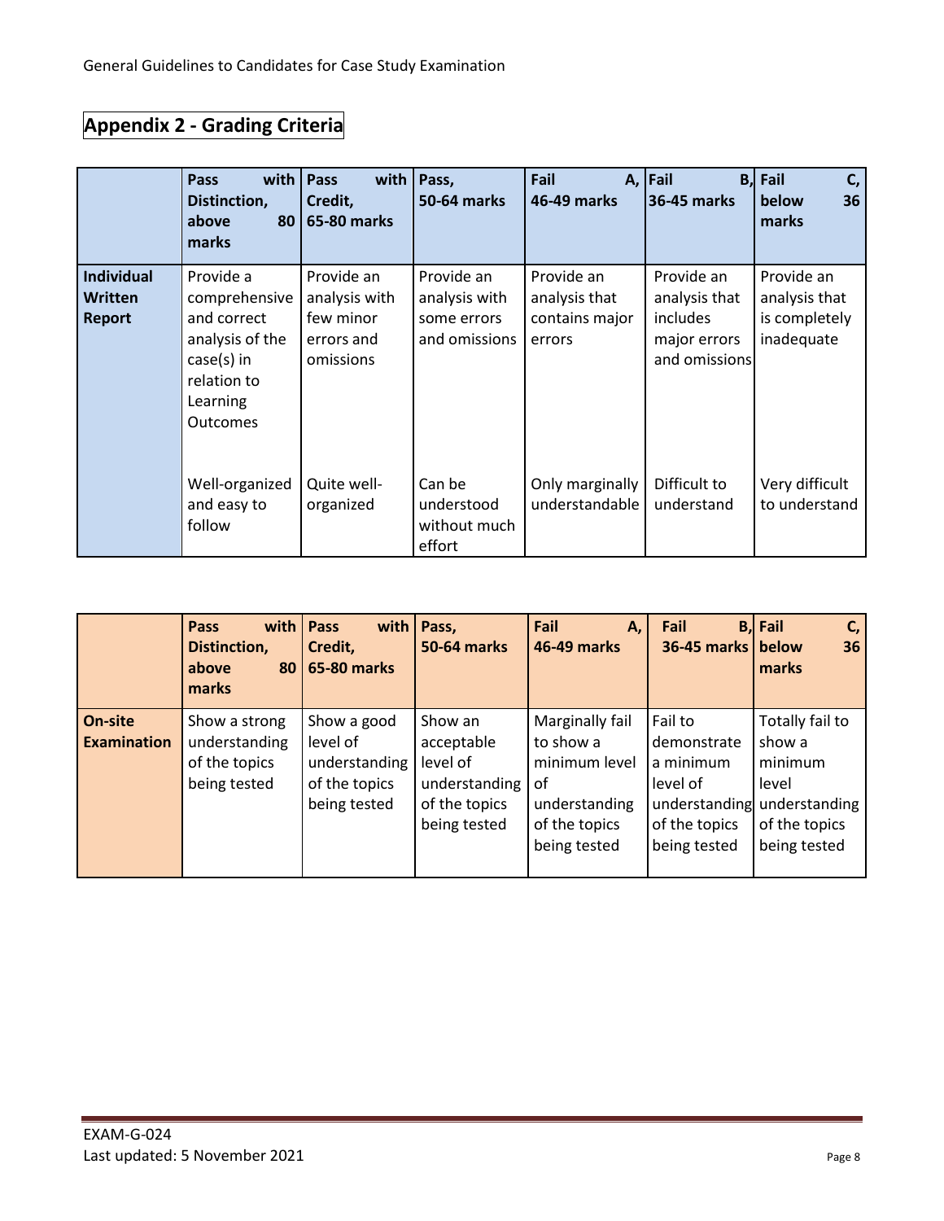## Appendix 2 - Grading Criteria

| | Pass with Distinction, above 80 marks | Pass with Credit, 65-80 marks | Pass, 50-64 marks | Fail A, 46-49 marks | Fail B, 36-45 marks | Fail C, below 36 marks |
|---|---|---|---|---|---|---|
| **Individual Written Report** | Provide a comprehensive and correct analysis of the case(s) in relation to Learning Outcomes | Provide an analysis with few minor errors and omissions | Provide an analysis with some errors and omissions | Provide an analysis that contains major errors | Provide an analysis that includes major errors and omissions | Provide an analysis that is completely inadequate |
| | Well-organized and easy to follow | Quite well-organized | Can be understood without much effort | Only marginally understandable | Difficult to understand | Very difficult to understand |

| | Pass with Distinction, above 80 marks | Pass with Credit, 65-80 marks | Pass, 50-64 marks | Fail A, 46-49 marks | Fail B, 36-45 marks | Fail C, below 36 marks |
|---|---|---|---|---|---|---|
| **On-site Examination** | Show a strong understanding of the topics being tested | Show a good level of understanding of the topics being tested | Show an acceptable level of understanding of the topics being tested | Marginally fail to show a minimum level of understanding of the topics being tested | Fail to demonstrate a minimum level of understanding of the topics being tested | Totally fail to show a minimum level understanding of the topics being tested |

EXAM-G-024
Last updated: 5 November 2021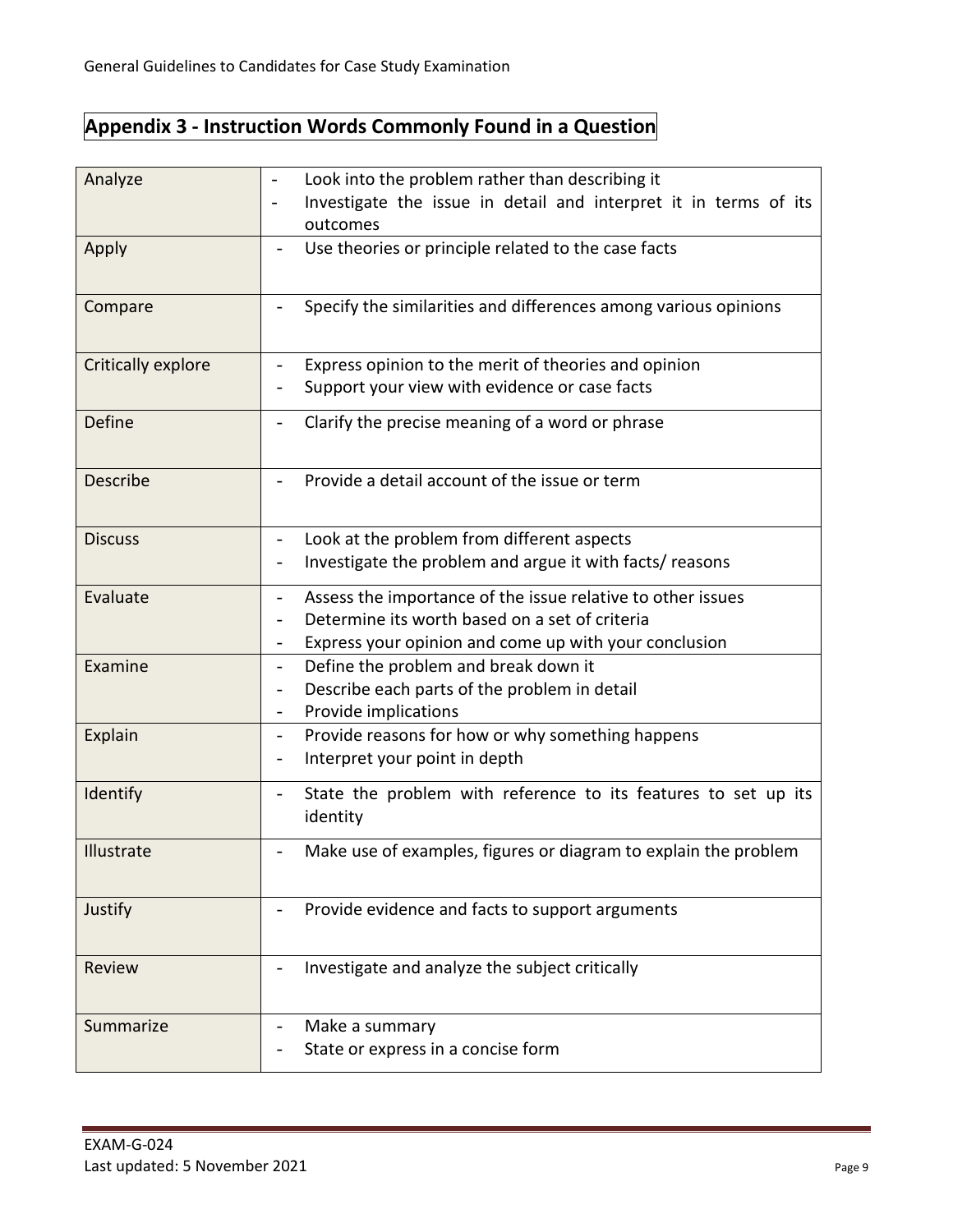## Appendix 3 - Instruction Words Commonly Found in a Question

| | |
|---|---|
| Analyze | - Look into the problem rather than describing it<br>- Investigate the issue in detail and interpret it in terms of its outcomes |
| Apply | - Use theories or principle related to the case facts |
| Compare | - Specify the similarities and differences among various opinions |
| Critically explore | - Express opinion to the merit of theories and opinion<br>- Support your view with evidence or case facts |
| Define | - Clarify the precise meaning of a word or phrase |
| Describe | - Provide a detail account of the issue or term |
| Discuss | - Look at the problem from different aspects<br>- Investigate the problem and argue it with facts/ reasons |
| Evaluate | - Assess the importance of the issue relative to other issues<br>- Determine its worth based on a set of criteria<br>- Express your opinion and come up with your conclusion |
| Examine | - Define the problem and break down it<br>- Describe each parts of the problem in detail<br>- Provide implications |
| Explain | - Provide reasons for how or why something happens<br>- Interpret your point in depth |
| Identify | - State the problem with reference to its features to set up its identity |
| Illustrate | - Make use of examples, figures or diagram to explain the problem |
| Justify | - Provide evidence and facts to support arguments |
| Review | - Investigate and analyze the subject critically |
| Summarize | - Make a summary<br>- State or express in a concise form |